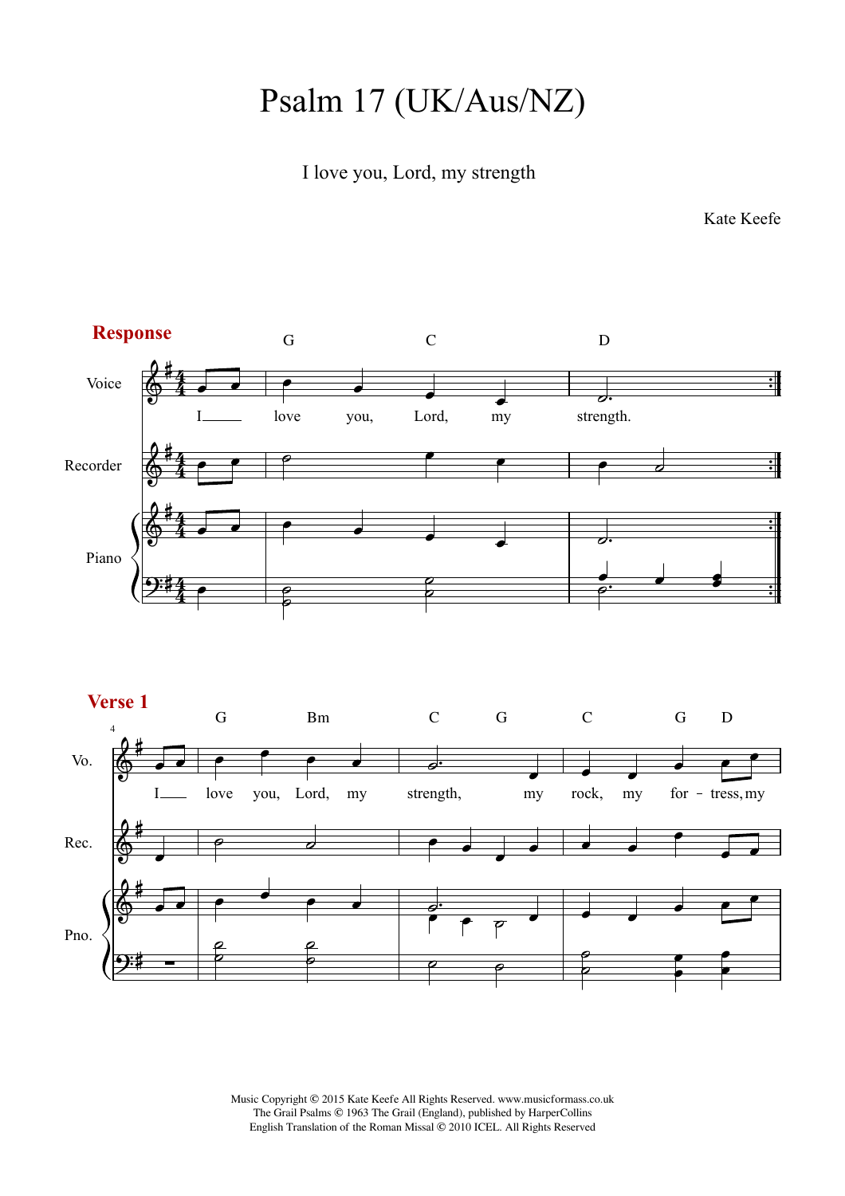# Psalm 17 (UK/Aus/NZ)

I love you, Lord, my strength

Kate Keefe

**Response**

G C D

I love you, Lord, my strength.

**Verse 1**

G Bm C G C G D

I love you, Lord, my strength, my rock, my for - tress, my

Music Copyright © 2015 Kate Keefe All Rights Reserved. www.musicformass.co.uk
The Grail Psalms © 1963 The Grail (England), published by HarperCollins
English Translation of the Roman Missal © 2010 ICEL. All Rights Reserved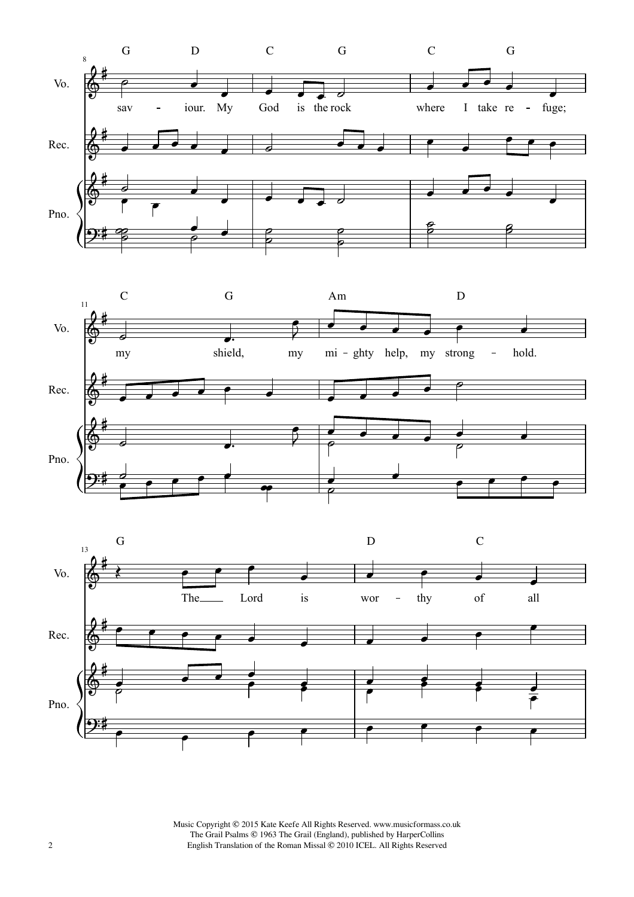sav - iour. My God is the rock where I take re - fuge; my shield, my mi - ghty help, my strong - hold. The Lord is wor - thy of all

Music Copyright © 2015 Kate Keefe All Rights Reserved. www.musicformass.co.uk
The Grail Psalms © 1963 The Grail (England), published by HarperCollins
English Translation of the Roman Missal © 2010 ICEL. All Rights Reserved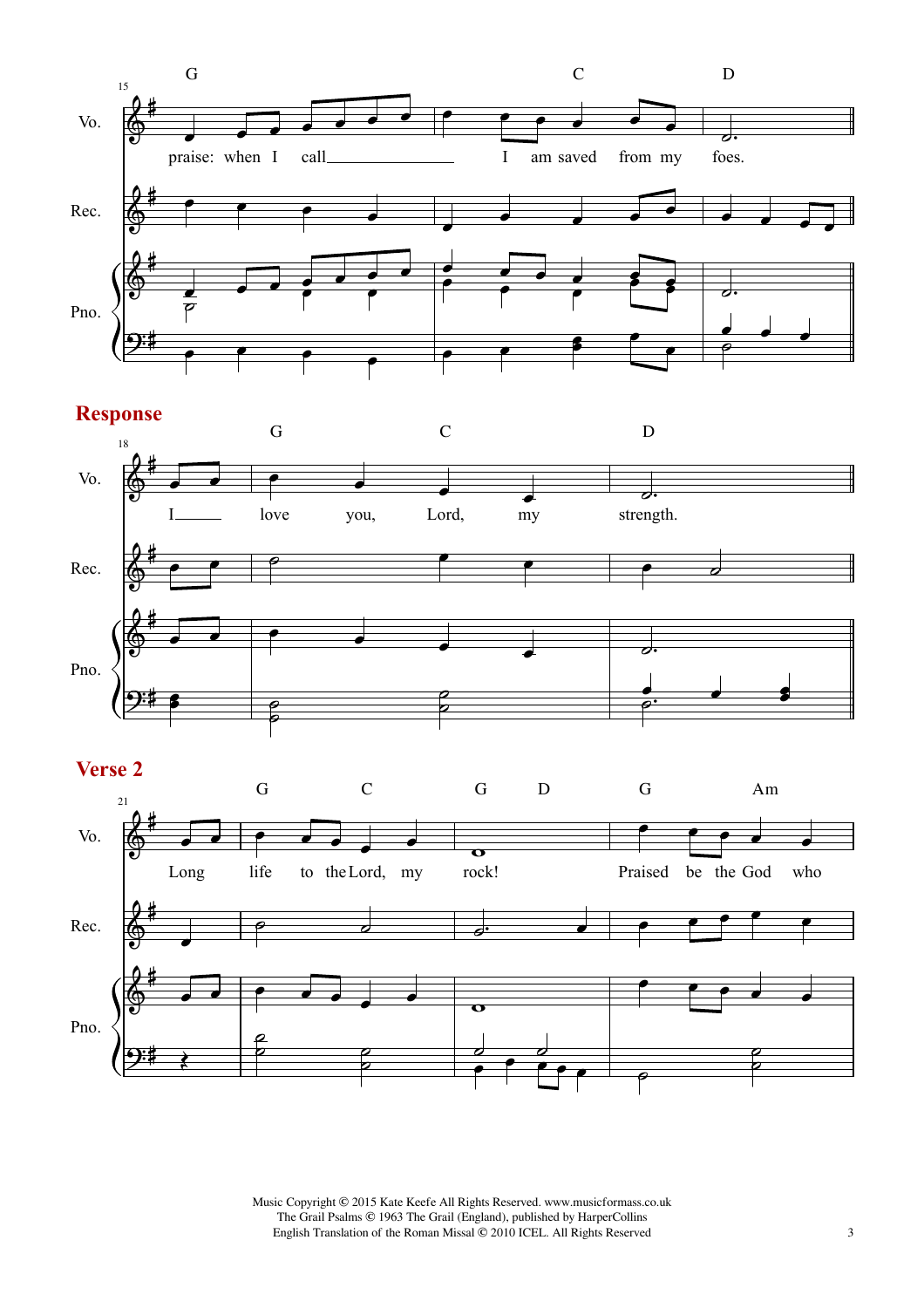## Response

## Verse 2

Music Copyright © 2015 Kate Keefe All Rights Reserved. www.musicformass.co.uk
The Grail Psalms © 1963 The Grail (England), published by HarperCollins
English Translation of the Roman Missal © 2010 ICEL. All Rights Reserved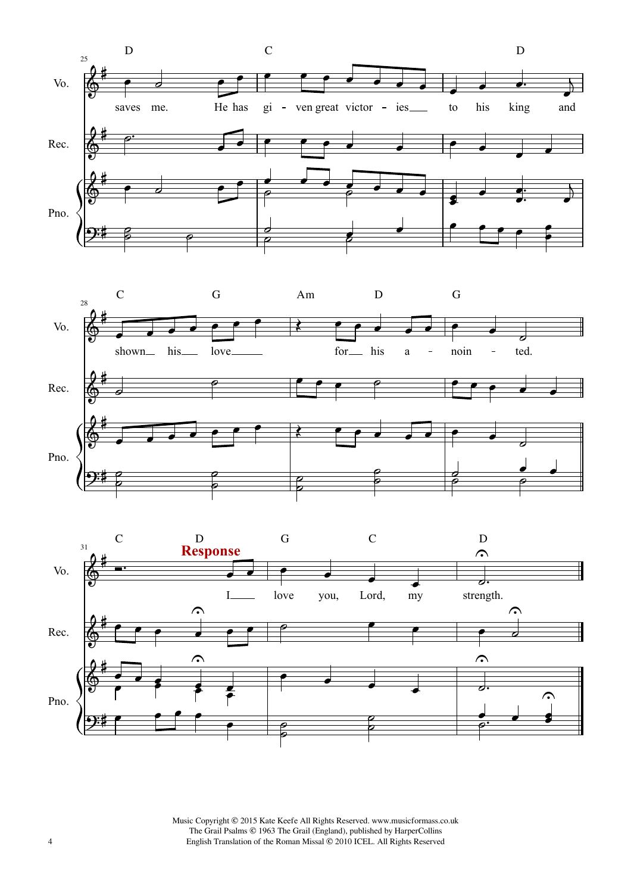Music Copyright © 2015 Kate Keefe All Rights Reserved. www.musicformass.co.uk
The Grail Psalms © 1963 The Grail (England), published by HarperCollins
English Translation of the Roman Missal © 2010 ICEL. All Rights Reserved